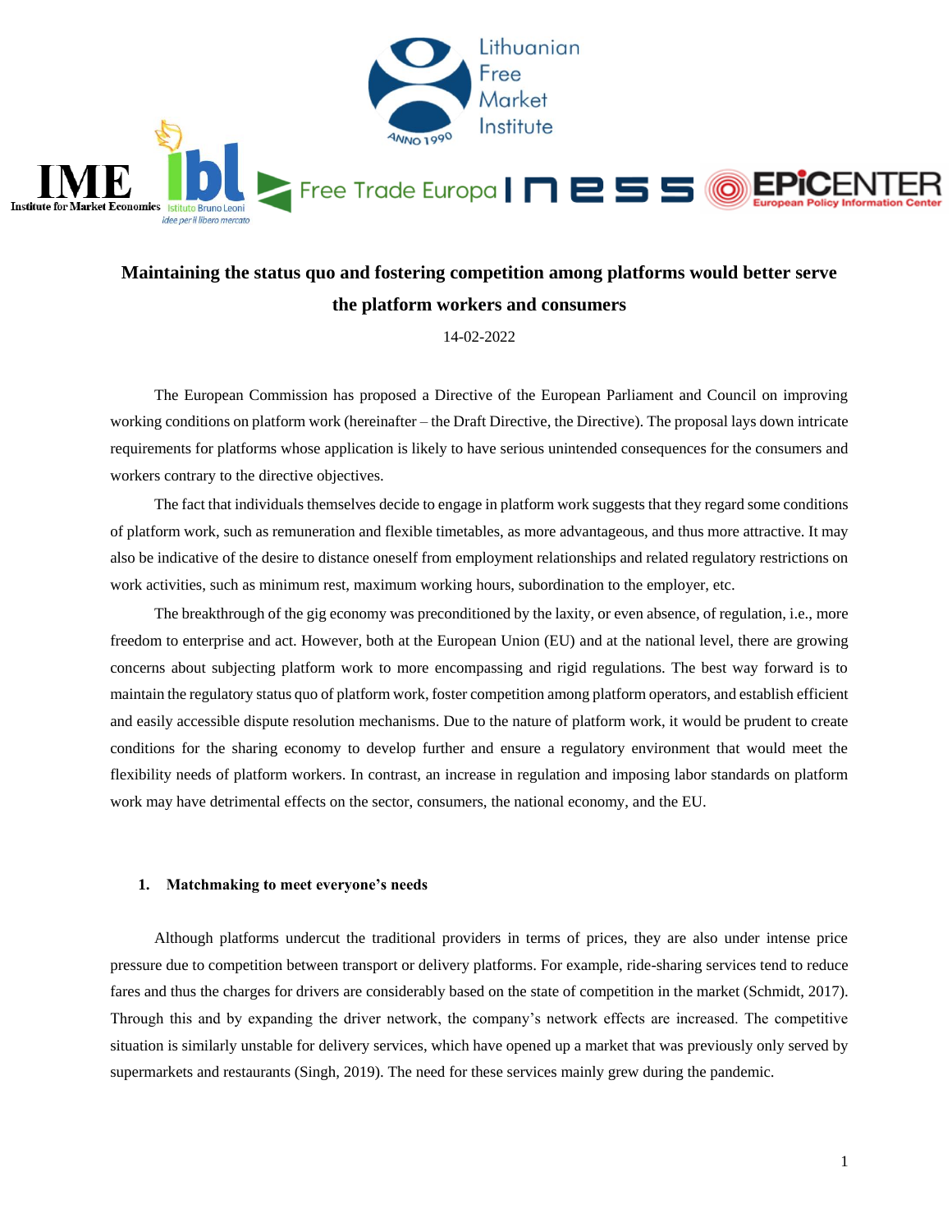# Maintaining the status quo and fostering competition among platforms would better serve the platform workers and consumers

14-02-2022

The European Commission has proposed a Directive of the European Parliament and Council on improving working conditions on platform work (hereinafter – the Draft Directive, the Directive). The proposal lays down intricate requirements for platforms whose application is likely to have serious unintended consequences for the consumers and workers contrary to the directive objectives.

The fact that individuals themselves decide to engage in platform work suggests that they regard some conditions of platform work, such as remuneration and flexible timetables, as more advantageous, and thus more attractive. It may also be indicative of the desire to distance oneself from employment relationships and related regulatory restrictions on work activities, such as minimum rest, maximum working hours, subordination to the employer, etc.

The breakthrough of the gig economy was preconditioned by the laxity, or even absence, of regulation, i.e., more freedom to enterprise and act. However, both at the European Union (EU) and at the national level, there are growing concerns about subjecting platform work to more encompassing and rigid regulations. The best way forward is to maintain the regulatory status quo of platform work, foster competition among platform operators, and establish efficient and easily accessible dispute resolution mechanisms. Due to the nature of platform work, it would be prudent to create conditions for the sharing economy to develop further and ensure a regulatory environment that would meet the flexibility needs of platform workers. In contrast, an increase in regulation and imposing labor standards on platform work may have detrimental effects on the sector, consumers, the national economy, and the EU.

## 1. Matchmaking to meet everyone's needs

Although platforms undercut the traditional providers in terms of prices, they are also under intense price pressure due to competition between transport or delivery platforms. For example, ride-sharing services tend to reduce fares and thus the charges for drivers are considerably based on the state of competition in the market (Schmidt, 2017). Through this and by expanding the driver network, the company's network effects are increased. The competitive situation is similarly unstable for delivery services, which have opened up a market that was previously only served by supermarkets and restaurants (Singh, 2019). The need for these services mainly grew during the pandemic.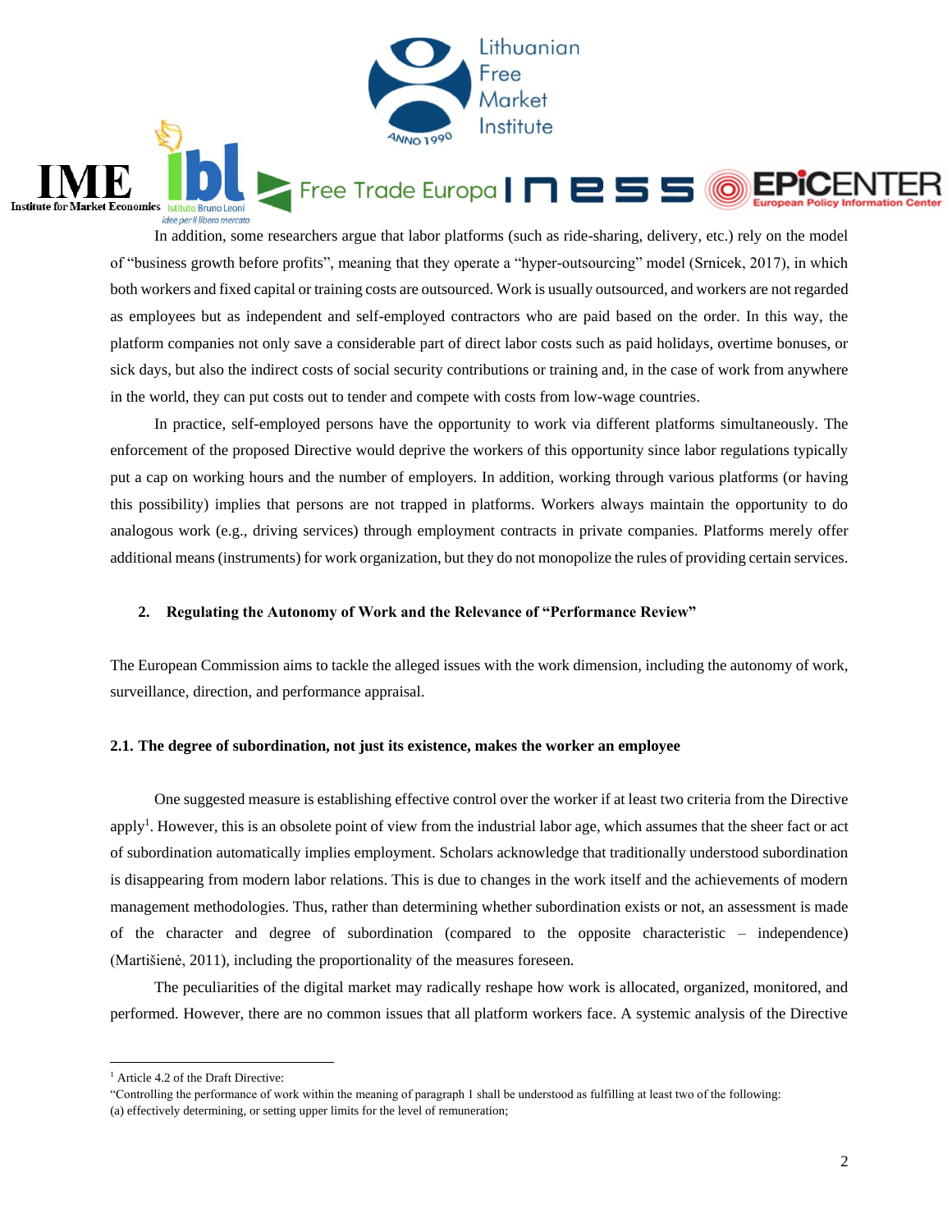In addition, some researchers argue that labor platforms (such as ride-sharing, delivery, etc.) rely on the model of "business growth before profits", meaning that they operate a "hyper-outsourcing" model (Srnicek, 2017), in which both workers and fixed capital or training costs are outsourced. Work is usually outsourced, and workers are not regarded as employees but as independent and self-employed contractors who are paid based on the order. In this way, the platform companies not only save a considerable part of direct labor costs such as paid holidays, overtime bonuses, or sick days, but also the indirect costs of social security contributions or training and, in the case of work from anywhere in the world, they can put costs out to tender and compete with costs from low-wage countries.

In practice, self-employed persons have the opportunity to work via different platforms simultaneously. The enforcement of the proposed Directive would deprive the workers of this opportunity since labor regulations typically put a cap on working hours and the number of employers. In addition, working through various platforms (or having this possibility) implies that persons are not trapped in platforms. Workers always maintain the opportunity to do analogous work (e.g., driving services) through employment contracts in private companies. Platforms merely offer additional means (instruments) for work organization, but they do not monopolize the rules of providing certain services.

## 2. Regulating the Autonomy of Work and the Relevance of "Performance Review"

The European Commission aims to tackle the alleged issues with the work dimension, including the autonomy of work, surveillance, direction, and performance appraisal.

### 2.1. The degree of subordination, not just its existence, makes the worker an employee

One suggested measure is establishing effective control over the worker if at least two criteria from the Directive apply[1]. However, this is an obsolete point of view from the industrial labor age, which assumes that the sheer fact or act of subordination automatically implies employment. Scholars acknowledge that traditionally understood subordination is disappearing from modern labor relations. This is due to changes in the work itself and the achievements of modern management methodologies. Thus, rather than determining whether subordination exists or not, an assessment is made of the character and degree of subordination (compared to the opposite characteristic – independence) (Martišienė, 2011), including the proportionality of the measures foreseen.

The peculiarities of the digital market may radically reshape how work is allocated, organized, monitored, and performed. However, there are no common issues that all platform workers face. A systemic analysis of the Directive

---

[1] Article 4.2 of the Draft Directive:
"Controlling the performance of work within the meaning of paragraph 1 shall be understood as fulfilling at least two of the following:
(a) effectively determining, or setting upper limits for the level of remuneration;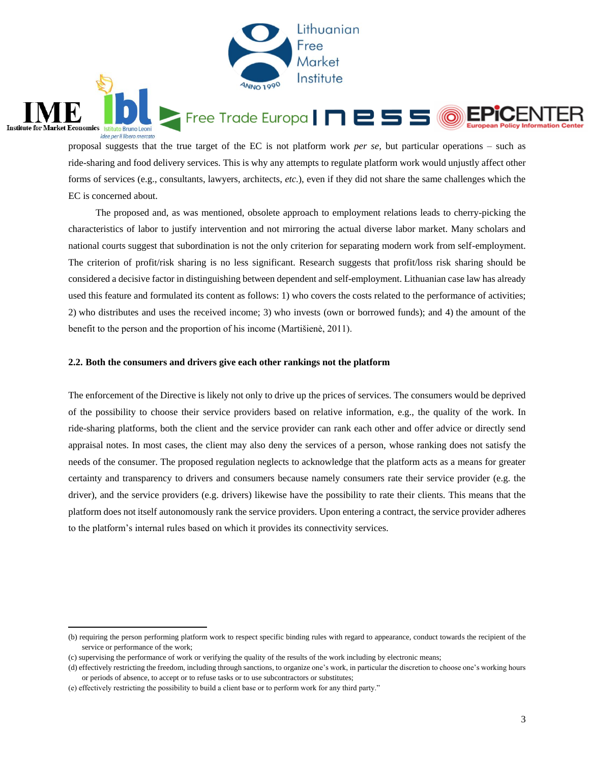proposal suggests that the true target of the EC is not platform work *per se,* but particular operations – such as ride-sharing and food delivery services. This is why any attempts to regulate platform work would unjustly affect other forms of services (e.g., consultants, lawyers, architects, *etc.*), even if they did not share the same challenges which the EC is concerned about.

The proposed and, as was mentioned, obsolete approach to employment relations leads to cherry-picking the characteristics of labor to justify intervention and not mirroring the actual diverse labor market. Many scholars and national courts suggest that subordination is not the only criterion for separating modern work from self-employment. The criterion of profit/risk sharing is no less significant. Research suggests that profit/loss risk sharing should be considered a decisive factor in distinguishing between dependent and self-employment. Lithuanian case law has already used this feature and formulated its content as follows: 1) who covers the costs related to the performance of activities; 2) who distributes and uses the received income; 3) who invests (own or borrowed funds); and 4) the amount of the benefit to the person and the proportion of his income (Martišienė, 2011).

### 2.2. Both the consumers and drivers give each other rankings not the platform

The enforcement of the Directive is likely not only to drive up the prices of services. The consumers would be deprived of the possibility to choose their service providers based on relative information, e.g., the quality of the work. In ride-sharing platforms, both the client and the service provider can rank each other and offer advice or directly send appraisal notes. In most cases, the client may also deny the services of a person, whose ranking does not satisfy the needs of the consumer. The proposed regulation neglects to acknowledge that the platform acts as a means for greater certainty and transparency to drivers and consumers because namely consumers rate their service provider (e.g. the driver), and the service providers (e.g. drivers) likewise have the possibility to rate their clients. This means that the platform does not itself autonomously rank the service providers. Upon entering a contract, the service provider adheres to the platform's internal rules based on which it provides its connectivity services.

---

(b) requiring the person performing platform work to respect specific binding rules with regard to appearance, conduct towards the recipient of the service or performance of the work;

(c) supervising the performance of work or verifying the quality of the results of the work including by electronic means;

(d) effectively restricting the freedom, including through sanctions, to organize one's work, in particular the discretion to choose one's working hours or periods of absence, to accept or to refuse tasks or to use subcontractors or substitutes;

(e) effectively restricting the possibility to build a client base or to perform work for any third party."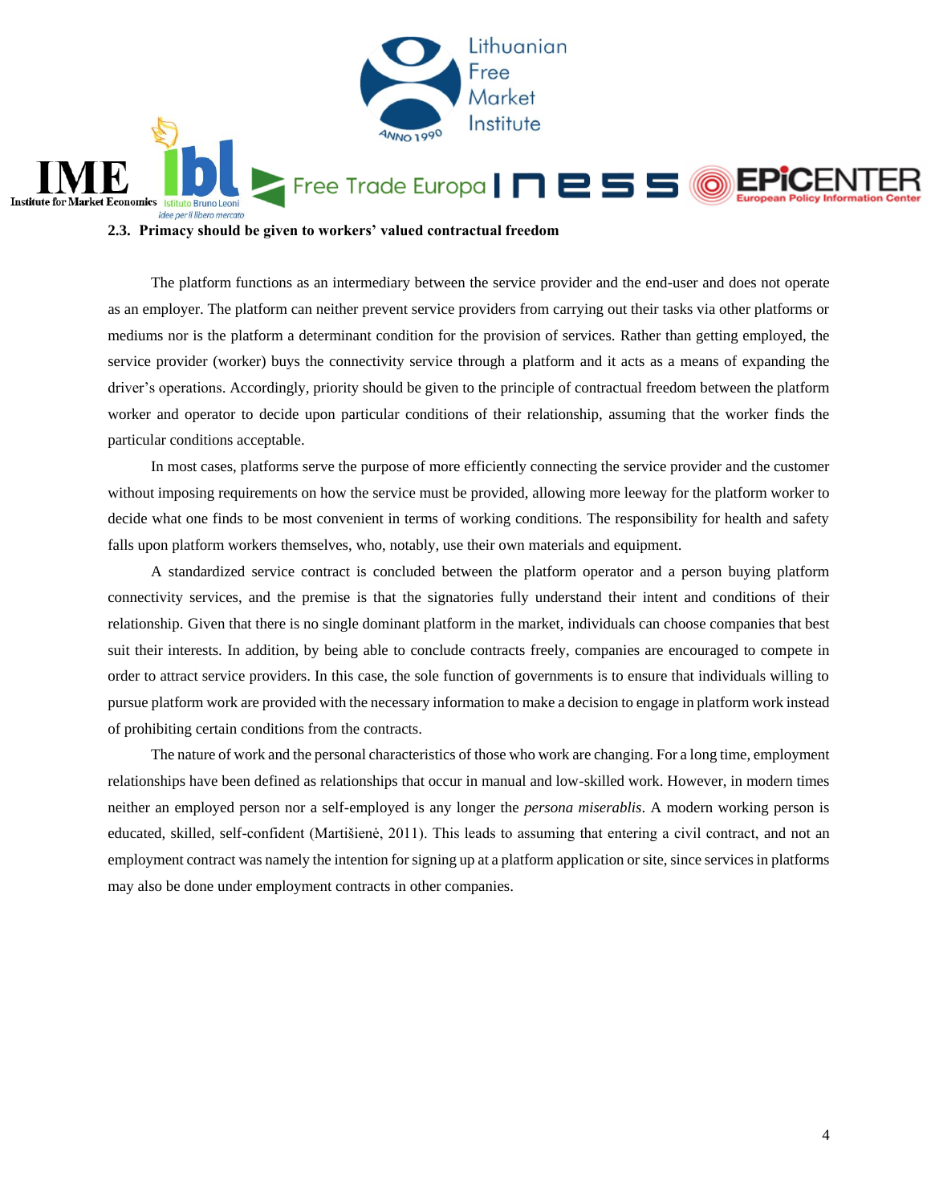### 2.3. Primacy should be given to workers' valued contractual freedom

The platform functions as an intermediary between the service provider and the end-user and does not operate as an employer. The platform can neither prevent service providers from carrying out their tasks via other platforms or mediums nor is the platform a determinant condition for the provision of services. Rather than getting employed, the service provider (worker) buys the connectivity service through a platform and it acts as a means of expanding the driver's operations. Accordingly, priority should be given to the principle of contractual freedom between the platform worker and operator to decide upon particular conditions of their relationship, assuming that the worker finds the particular conditions acceptable.

In most cases, platforms serve the purpose of more efficiently connecting the service provider and the customer without imposing requirements on how the service must be provided, allowing more leeway for the platform worker to decide what one finds to be most convenient in terms of working conditions. The responsibility for health and safety falls upon platform workers themselves, who, notably, use their own materials and equipment.

A standardized service contract is concluded between the platform operator and a person buying platform connectivity services, and the premise is that the signatories fully understand their intent and conditions of their relationship. Given that there is no single dominant platform in the market, individuals can choose companies that best suit their interests. In addition, by being able to conclude contracts freely, companies are encouraged to compete in order to attract service providers. In this case, the sole function of governments is to ensure that individuals willing to pursue platform work are provided with the necessary information to make a decision to engage in platform work instead of prohibiting certain conditions from the contracts.

The nature of work and the personal characteristics of those who work are changing. For a long time, employment relationships have been defined as relationships that occur in manual and low-skilled work. However, in modern times neither an employed person nor a self-employed is any longer the *persona miserablis*. A modern working person is educated, skilled, self-confident (Martišienė, 2011). This leads to assuming that entering a civil contract, and not an employment contract was namely the intention for signing up at a platform application or site, since services in platforms may also be done under employment contracts in other companies.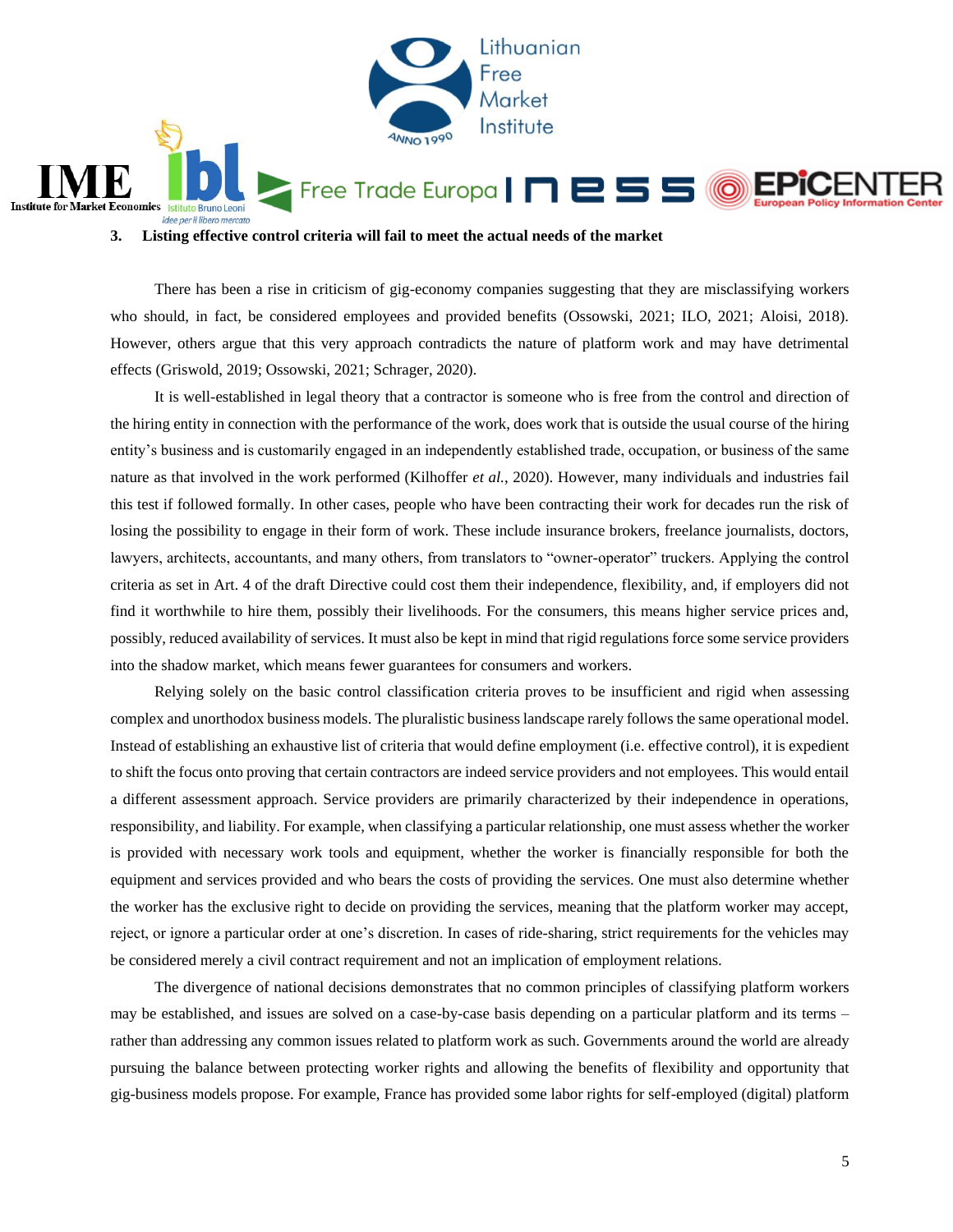### 3. Listing effective control criteria will fail to meet the actual needs of the market

There has been a rise in criticism of gig-economy companies suggesting that they are misclassifying workers who should, in fact, be considered employees and provided benefits (Ossowski, 2021; ILO, 2021; Aloisi, 2018). However, others argue that this very approach contradicts the nature of platform work and may have detrimental effects (Griswold, 2019; Ossowski, 2021; Schrager, 2020).

It is well-established in legal theory that a contractor is someone who is free from the control and direction of the hiring entity in connection with the performance of the work, does work that is outside the usual course of the hiring entity's business and is customarily engaged in an independently established trade, occupation, or business of the same nature as that involved in the work performed (Kilhoffer *et al.*, 2020). However, many individuals and industries fail this test if followed formally. In other cases, people who have been contracting their work for decades run the risk of losing the possibility to engage in their form of work. These include insurance brokers, freelance journalists, doctors, lawyers, architects, accountants, and many others, from translators to "owner-operator" truckers. Applying the control criteria as set in Art. 4 of the draft Directive could cost them their independence, flexibility, and, if employers did not find it worthwhile to hire them, possibly their livelihoods. For the consumers, this means higher service prices and, possibly, reduced availability of services. It must also be kept in mind that rigid regulations force some service providers into the shadow market, which means fewer guarantees for consumers and workers.

Relying solely on the basic control classification criteria proves to be insufficient and rigid when assessing complex and unorthodox business models. The pluralistic business landscape rarely follows the same operational model. Instead of establishing an exhaustive list of criteria that would define employment (i.e. effective control), it is expedient to shift the focus onto proving that certain contractors are indeed service providers and not employees. This would entail a different assessment approach. Service providers are primarily characterized by their independence in operations, responsibility, and liability. For example, when classifying a particular relationship, one must assess whether the worker is provided with necessary work tools and equipment, whether the worker is financially responsible for both the equipment and services provided and who bears the costs of providing the services. One must also determine whether the worker has the exclusive right to decide on providing the services, meaning that the platform worker may accept, reject, or ignore a particular order at one's discretion. In cases of ride-sharing, strict requirements for the vehicles may be considered merely a civil contract requirement and not an implication of employment relations.

The divergence of national decisions demonstrates that no common principles of classifying platform workers may be established, and issues are solved on a case-by-case basis depending on a particular platform and its terms – rather than addressing any common issues related to platform work as such. Governments around the world are already pursuing the balance between protecting worker rights and allowing the benefits of flexibility and opportunity that gig-business models propose. For example, France has provided some labor rights for self-employed (digital) platform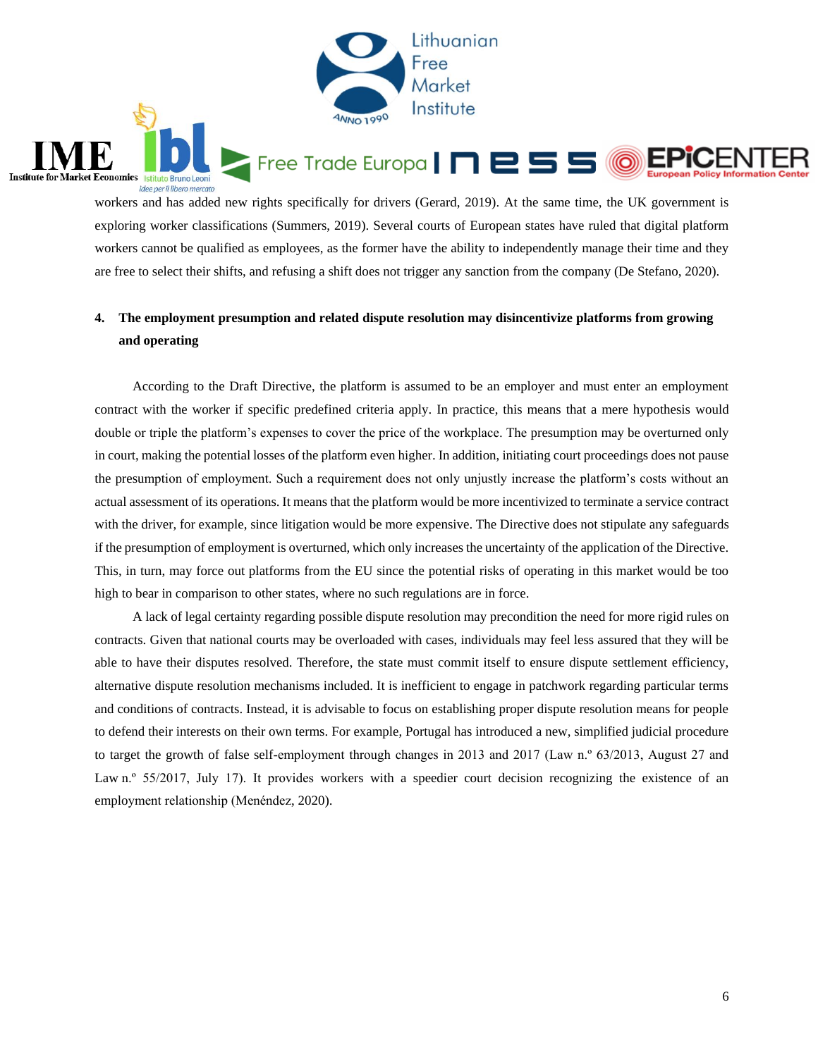workers and has added new rights specifically for drivers (Gerard, 2019). At the same time, the UK government is exploring worker classifications (Summers, 2019). Several courts of European states have ruled that digital platform workers cannot be qualified as employees, as the former have the ability to independently manage their time and they are free to select their shifts, and refusing a shift does not trigger any sanction from the company (De Stefano, 2020).

## 4. The employment presumption and related dispute resolution may disincentivize platforms from growing and operating

According to the Draft Directive, the platform is assumed to be an employer and must enter an employment contract with the worker if specific predefined criteria apply. In practice, this means that a mere hypothesis would double or triple the platform's expenses to cover the price of the workplace. The presumption may be overturned only in court, making the potential losses of the platform even higher. In addition, initiating court proceedings does not pause the presumption of employment. Such a requirement does not only unjustly increase the platform's costs without an actual assessment of its operations. It means that the platform would be more incentivized to terminate a service contract with the driver, for example, since litigation would be more expensive. The Directive does not stipulate any safeguards if the presumption of employment is overturned, which only increases the uncertainty of the application of the Directive. This, in turn, may force out platforms from the EU since the potential risks of operating in this market would be too high to bear in comparison to other states, where no such regulations are in force.

A lack of legal certainty regarding possible dispute resolution may precondition the need for more rigid rules on contracts. Given that national courts may be overloaded with cases, individuals may feel less assured that they will be able to have their disputes resolved. Therefore, the state must commit itself to ensure dispute settlement efficiency, alternative dispute resolution mechanisms included. It is inefficient to engage in patchwork regarding particular terms and conditions of contracts. Instead, it is advisable to focus on establishing proper dispute resolution means for people to defend their interests on their own terms. For example, Portugal has introduced a new, simplified judicial procedure to target the growth of false self-employment through changes in 2013 and 2017 (Law n.º 63/2013, August 27 and Law n.º 55/2017, July 17). It provides workers with a speedier court decision recognizing the existence of an employment relationship (Menéndez, 2020).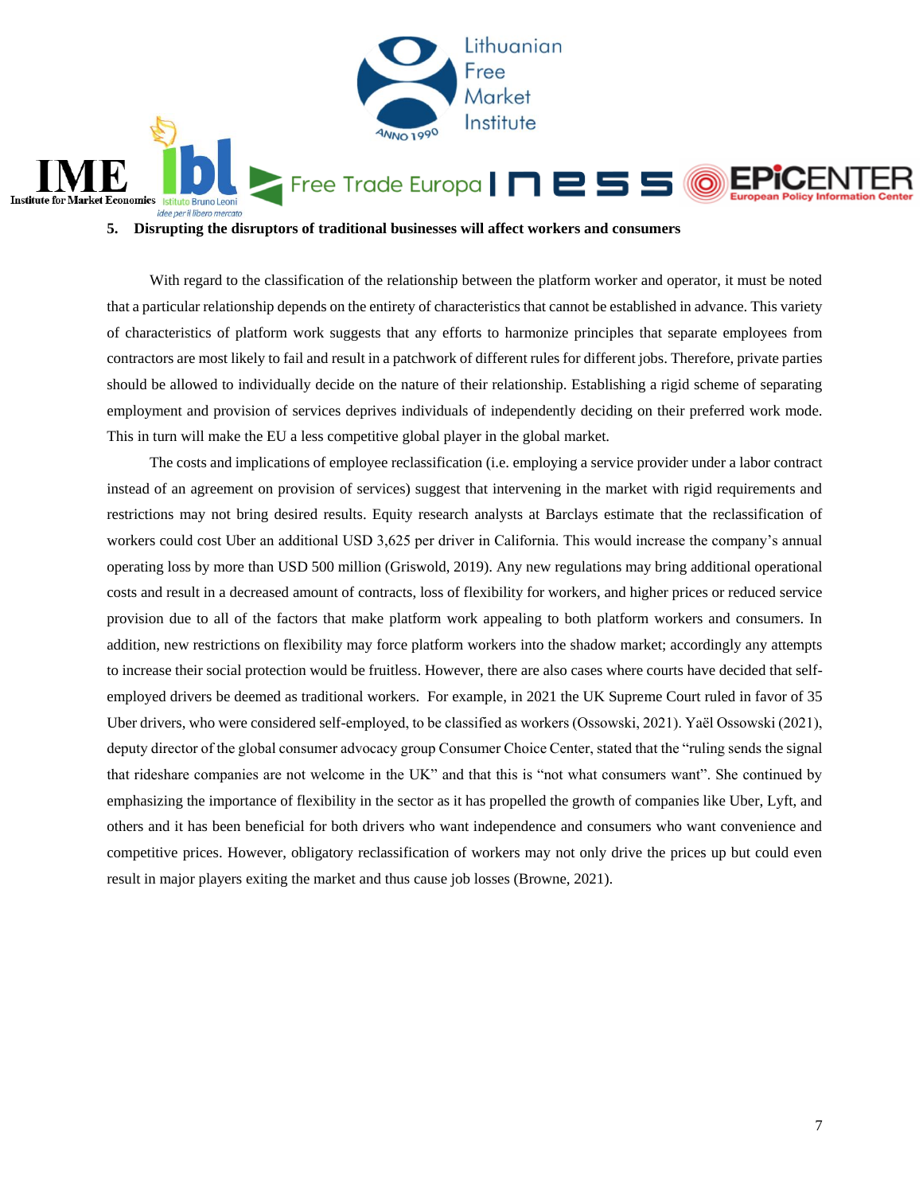## 5. Disrupting the disruptors of traditional businesses will affect workers and consumers

With regard to the classification of the relationship between the platform worker and operator, it must be noted that a particular relationship depends on the entirety of characteristics that cannot be established in advance. This variety of characteristics of platform work suggests that any efforts to harmonize principles that separate employees from contractors are most likely to fail and result in a patchwork of different rules for different jobs. Therefore, private parties should be allowed to individually decide on the nature of their relationship. Establishing a rigid scheme of separating employment and provision of services deprives individuals of independently deciding on their preferred work mode. This in turn will make the EU a less competitive global player in the global market.

The costs and implications of employee reclassification (i.e. employing a service provider under a labor contract instead of an agreement on provision of services) suggest that intervening in the market with rigid requirements and restrictions may not bring desired results. Equity research analysts at Barclays estimate that the reclassification of workers could cost Uber an additional USD 3,625 per driver in California. This would increase the company's annual operating loss by more than USD 500 million (Griswold, 2019). Any new regulations may bring additional operational costs and result in a decreased amount of contracts, loss of flexibility for workers, and higher prices or reduced service provision due to all of the factors that make platform work appealing to both platform workers and consumers. In addition, new restrictions on flexibility may force platform workers into the shadow market; accordingly any attempts to increase their social protection would be fruitless. However, there are also cases where courts have decided that self-employed drivers be deemed as traditional workers. For example, in 2021 the UK Supreme Court ruled in favor of 35 Uber drivers, who were considered self-employed, to be classified as workers (Ossowski, 2021). Yaël Ossowski (2021), deputy director of the global consumer advocacy group Consumer Choice Center, stated that the "ruling sends the signal that rideshare companies are not welcome in the UK" and that this is "not what consumers want". She continued by emphasizing the importance of flexibility in the sector as it has propelled the growth of companies like Uber, Lyft, and others and it has been beneficial for both drivers who want independence and consumers who want convenience and competitive prices. However, obligatory reclassification of workers may not only drive the prices up but could even result in major players exiting the market and thus cause job losses (Browne, 2021).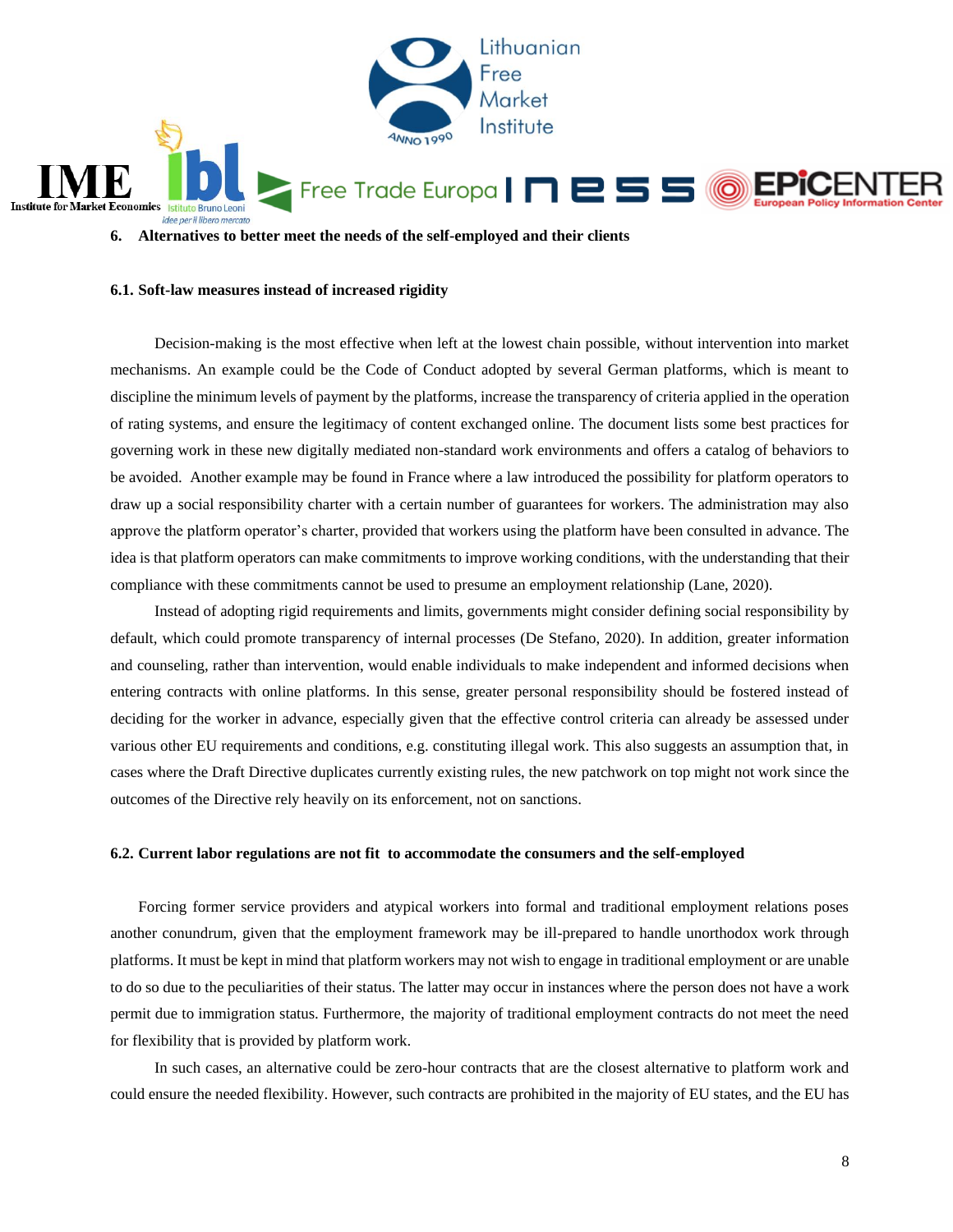## 6. Alternatives to better meet the needs of the self-employed and their clients

### 6.1. Soft-law measures instead of increased rigidity

Decision-making is the most effective when left at the lowest chain possible, without intervention into market mechanisms. An example could be the Code of Conduct adopted by several German platforms, which is meant to discipline the minimum levels of payment by the platforms, increase the transparency of criteria applied in the operation of rating systems, and ensure the legitimacy of content exchanged online. The document lists some best practices for governing work in these new digitally mediated non-standard work environments and offers a catalog of behaviors to be avoided. Another example may be found in France where a law introduced the possibility for platform operators to draw up a social responsibility charter with a certain number of guarantees for workers. The administration may also approve the platform operator's charter, provided that workers using the platform have been consulted in advance. The idea is that platform operators can make commitments to improve working conditions, with the understanding that their compliance with these commitments cannot be used to presume an employment relationship (Lane, 2020).

Instead of adopting rigid requirements and limits, governments might consider defining social responsibility by default, which could promote transparency of internal processes (De Stefano, 2020). In addition, greater information and counseling, rather than intervention, would enable individuals to make independent and informed decisions when entering contracts with online platforms. In this sense, greater personal responsibility should be fostered instead of deciding for the worker in advance, especially given that the effective control criteria can already be assessed under various other EU requirements and conditions, e.g. constituting illegal work. This also suggests an assumption that, in cases where the Draft Directive duplicates currently existing rules, the new patchwork on top might not work since the outcomes of the Directive rely heavily on its enforcement, not on sanctions.

### 6.2. Current labor regulations are not fit to accommodate the consumers and the self-employed

Forcing former service providers and atypical workers into formal and traditional employment relations poses another conundrum, given that the employment framework may be ill-prepared to handle unorthodox work through platforms. It must be kept in mind that platform workers may not wish to engage in traditional employment or are unable to do so due to the peculiarities of their status. The latter may occur in instances where the person does not have a work permit due to immigration status. Furthermore, the majority of traditional employment contracts do not meet the need for flexibility that is provided by platform work.

In such cases, an alternative could be zero-hour contracts that are the closest alternative to platform work and could ensure the needed flexibility. However, such contracts are prohibited in the majority of EU states, and the EU has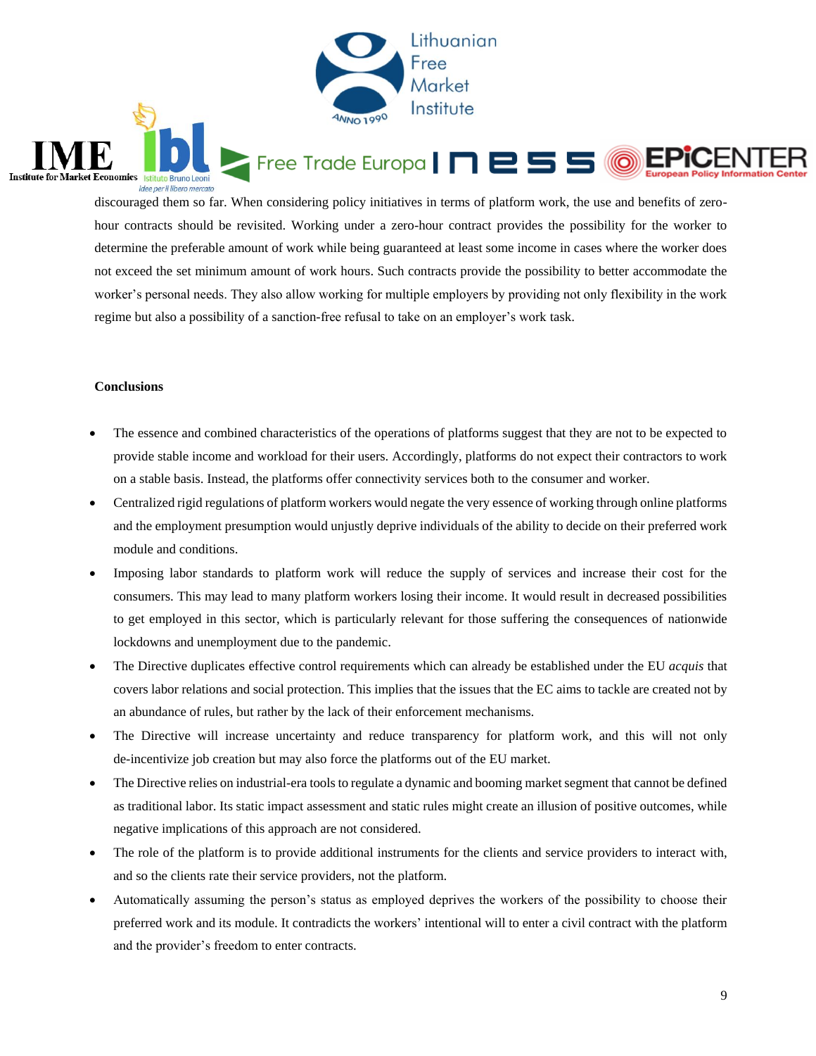discouraged them so far. When considering policy initiatives in terms of platform work, the use and benefits of zero-hour contracts should be revisited. Working under a zero-hour contract provides the possibility for the worker to determine the preferable amount of work while being guaranteed at least some income in cases where the worker does not exceed the set minimum amount of work hours. Such contracts provide the possibility to better accommodate the worker's personal needs. They also allow working for multiple employers by providing not only flexibility in the work regime but also a possibility of a sanction-free refusal to take on an employer's work task.

**Conclusions**

- The essence and combined characteristics of the operations of platforms suggest that they are not to be expected to provide stable income and workload for their users. Accordingly, platforms do not expect their contractors to work on a stable basis. Instead, the platforms offer connectivity services both to the consumer and worker.
- Centralized rigid regulations of platform workers would negate the very essence of working through online platforms and the employment presumption would unjustly deprive individuals of the ability to decide on their preferred work module and conditions.
- Imposing labor standards to platform work will reduce the supply of services and increase their cost for the consumers. This may lead to many platform workers losing their income. It would result in decreased possibilities to get employed in this sector, which is particularly relevant for those suffering the consequences of nationwide lockdowns and unemployment due to the pandemic.
- The Directive duplicates effective control requirements which can already be established under the EU *acquis* that covers labor relations and social protection. This implies that the issues that the EC aims to tackle are created not by an abundance of rules, but rather by the lack of their enforcement mechanisms.
- The Directive will increase uncertainty and reduce transparency for platform work, and this will not only de-incentivize job creation but may also force the platforms out of the EU market.
- The Directive relies on industrial-era tools to regulate a dynamic and booming market segment that cannot be defined as traditional labor. Its static impact assessment and static rules might create an illusion of positive outcomes, while negative implications of this approach are not considered.
- The role of the platform is to provide additional instruments for the clients and service providers to interact with, and so the clients rate their service providers, not the platform.
- Automatically assuming the person's status as employed deprives the workers of the possibility to choose their preferred work and its module. It contradicts the workers' intentional will to enter a civil contract with the platform and the provider's freedom to enter contracts.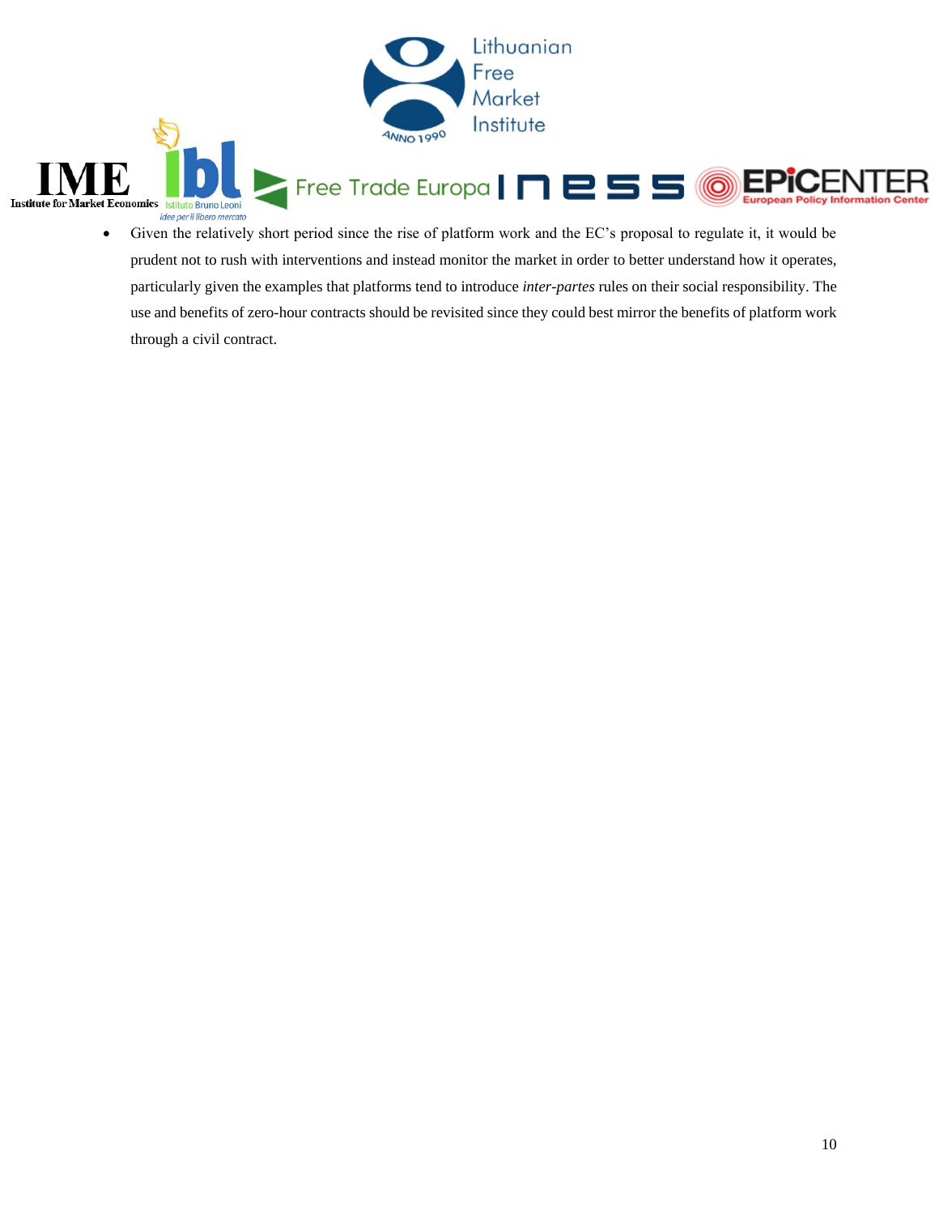- Given the relatively short period since the rise of platform work and the EC's proposal to regulate it, it would be prudent not to rush with interventions and instead monitor the market in order to better understand how it operates, particularly given the examples that platforms tend to introduce *inter-partes* rules on their social responsibility. The use and benefits of zero-hour contracts should be revisited since they could best mirror the benefits of platform work through a civil contract.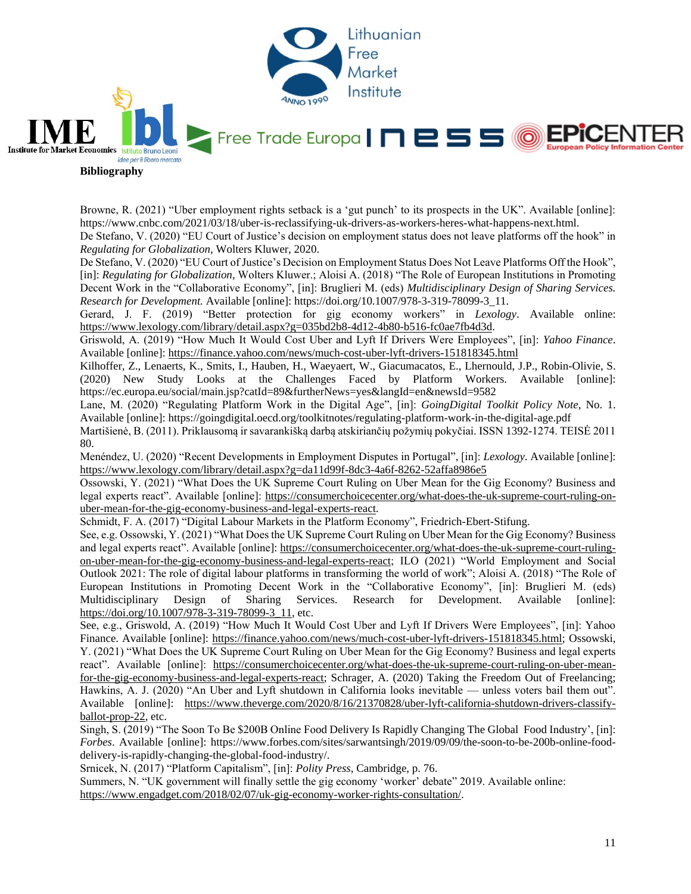**Bibliography**

Browne, R. (2021) "Uber employment rights setback is a 'gut punch' to its prospects in the UK". Available [online]: https://www.cnbc.com/2021/03/18/uber-is-reclassifying-uk-drivers-as-workers-heres-what-happens-next.html.

De Stefano, V. (2020) "EU Court of Justice's decision on employment status does not leave platforms off the hook" in *Regulating for Globalization,* Wolters Kluwer, 2020.

De Stefano, V. (2020) "EU Court of Justice's Decision on Employment Status Does Not Leave Platforms Off the Hook", [in]: *Regulating for Globalization,* Wolters Kluwer.; Aloisi A. (2018) "The Role of European Institutions in Promoting Decent Work in the "Collaborative Economy", [in]: Bruglieri M. (eds) *Multidisciplinary Design of Sharing Services. Research for Development.* Available [online]: https://doi.org/10.1007/978-3-319-78099-3_11.

Gerard, J. F. (2019) "Better protection for gig economy workers" in *Lexology*. Available online: https://www.lexology.com/library/detail.aspx?g=035bd2b8-4d12-4b80-b516-fc0ae7fb4d3d.

Griswold, A. (2019) "How Much It Would Cost Uber and Lyft If Drivers Were Employees", [in]: *Yahoo Finance*. Available [online]: https://finance.yahoo.com/news/much-cost-uber-lyft-drivers-151818345.html

Kilhoffer, Z., Lenaerts, K., Smits, I., Hauben, H., Waeyaert, W., Giacumacatos, E., Lhernould, J.P., Robin-Olivie, S. (2020) New Study Looks at the Challenges Faced by Platform Workers. Available [online]: https://ec.europa.eu/social/main.jsp?catId=89&furtherNews=yes&langId=en&newsId=9582

Lane, M. (2020) "Regulating Platform Work in the Digital Age", [in]: *GoingDigital Toolkit Policy Note,* No. 1. Available [online]: https://goingdigital.oecd.org/toolkitnotes/regulating-platform-work-in-the-digital-age.pdf

Martišienė, B. (2011). Priklausomą ir savarankišką darbą atskiriančių požymių pokyčiai. ISSN 1392-1274. TEISĖ 2011 80.

Menéndez, U. (2020) "Recent Developments in Employment Disputes in Portugal", [in]: *Lexology*. Available [online]: https://www.lexology.com/library/detail.aspx?g=da11d99f-8dc3-4a6f-8262-52affa8986e5

Ossowski, Y. (2021) "What Does the UK Supreme Court Ruling on Uber Mean for the Gig Economy? Business and legal experts react". Available [online]: https://consumerchoicecenter.org/what-does-the-uk-supreme-court-ruling-on-uber-mean-for-the-gig-economy-business-and-legal-experts-react.

Schmidt, F. A. (2017) "Digital Labour Markets in the Platform Economy", Friedrich-Ebert-Stifung.

See, e.g. Ossowski, Y. (2021) "What Does the UK Supreme Court Ruling on Uber Mean for the Gig Economy? Business and legal experts react". Available [online]: https://consumerchoicecenter.org/what-does-the-uk-supreme-court-ruling-on-uber-mean-for-the-gig-economy-business-and-legal-experts-react; ILO (2021) "World Employment and Social Outlook 2021: The role of digital labour platforms in transforming the world of work"; Aloisi A. (2018) "The Role of European Institutions in Promoting Decent Work in the "Collaborative Economy", [in]: Bruglieri M. (eds) Multidisciplinary Design of Sharing Services. Research for Development. Available [online]: https://doi.org/10.1007/978-3-319-78099-3_11, etc.

See, e.g., Griswold, A. (2019) "How Much It Would Cost Uber and Lyft If Drivers Were Employees", [in]: Yahoo Finance. Available [online]: https://finance.yahoo.com/news/much-cost-uber-lyft-drivers-151818345.html; Ossowski, Y. (2021) "What Does the UK Supreme Court Ruling on Uber Mean for the Gig Economy? Business and legal experts react". Available [online]: https://consumerchoicecenter.org/what-does-the-uk-supreme-court-ruling-on-uber-mean-for-the-gig-economy-business-and-legal-experts-react; Schrager, A. (2020) Taking the Freedom Out of Freelancing; Hawkins, A. J. (2020) "An Uber and Lyft shutdown in California looks inevitable — unless voters bail them out". Available [online]: https://www.theverge.com/2020/8/16/21370828/uber-lyft-california-shutdown-drivers-classify-ballot-prop-22, etc.

Singh, S. (2019) "The Soon To Be $200B Online Food Delivery Is Rapidly Changing The Global Food Industry', [in]: *Forbes*. Available [online]: https://www.forbes.com/sites/sarwantsingh/2019/09/09/the-soon-to-be-200b-online-food-delivery-is-rapidly-changing-the-global-food-industry/.

Srnicek, N. (2017) "Platform Capitalism", [in]: *Polity Press,* Cambridge, p. 76.

Summers, N. "UK government will finally settle the gig economy 'worker' debate" 2019. Available online: https://www.engadget.com/2018/02/07/uk-gig-economy-worker-rights-consultation/.